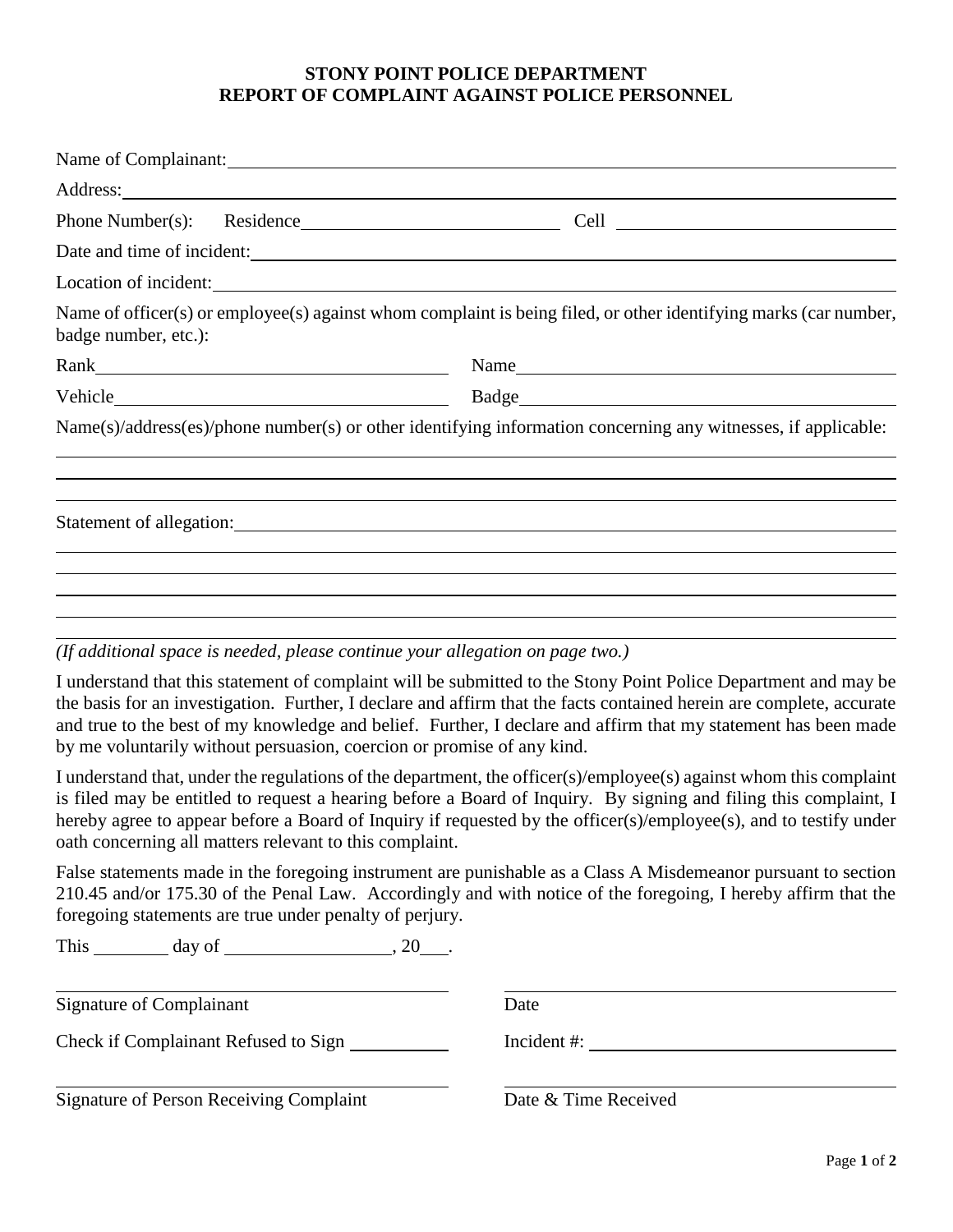**STONY POINT POLICE DEPARTMENT**
**REPORT OF COMPLAINT AGAINST POLICE PERSONNEL**

Name of Complainant: ______________________________________________

Address: ______________________________________________

Phone Number(s): Residence ______________________ Cell ______________________

Date and time of incident: ______________________________________________

Location of incident: ______________________________________________

Name of officer(s) or employee(s) against whom complaint is being filed, or other identifying marks (car number, badge number, etc.):

Rank ______________________ Name ______________________

Vehicle ______________________ Badge ______________________

Name(s)/address(es)/phone number(s) or other identifying information concerning any witnesses, if applicable:

______________________________________________

______________________________________________

______________________________________________

Statement of allegation: ______________________________________________

______________________________________________

______________________________________________

______________________________________________

______________________________________________

______________________________________________

*(If additional space is needed, please continue your allegation on page two.)*

I understand that this statement of complaint will be submitted to the Stony Point Police Department and may be the basis for an investigation. Further, I declare and affirm that the facts contained herein are complete, accurate and true to the best of my knowledge and belief. Further, I declare and affirm that my statement has been made by me voluntarily without persuasion, coercion or promise of any kind.

I understand that, under the regulations of the department, the officer(s)/employee(s) against whom this complaint is filed may be entitled to request a hearing before a Board of Inquiry. By signing and filing this complaint, I hereby agree to appear before a Board of Inquiry if requested by the officer(s)/employee(s), and to testify under oath concerning all matters relevant to this complaint.

False statements made in the foregoing instrument are punishable as a Class A Misdemeanor pursuant to section 210.45 and/or 175.30 of the Penal Law. Accordingly and with notice of the foregoing, I hereby affirm that the foregoing statements are true under penalty of perjury.

This ________ day of ________________, 20___.

______________________________ ______________________________

Signature of Complainant Date

Check if Complainant Refused to Sign ________ Incident #: ______________________

______________________________ ______________________________

Signature of Person Receiving Complaint Date & Time Received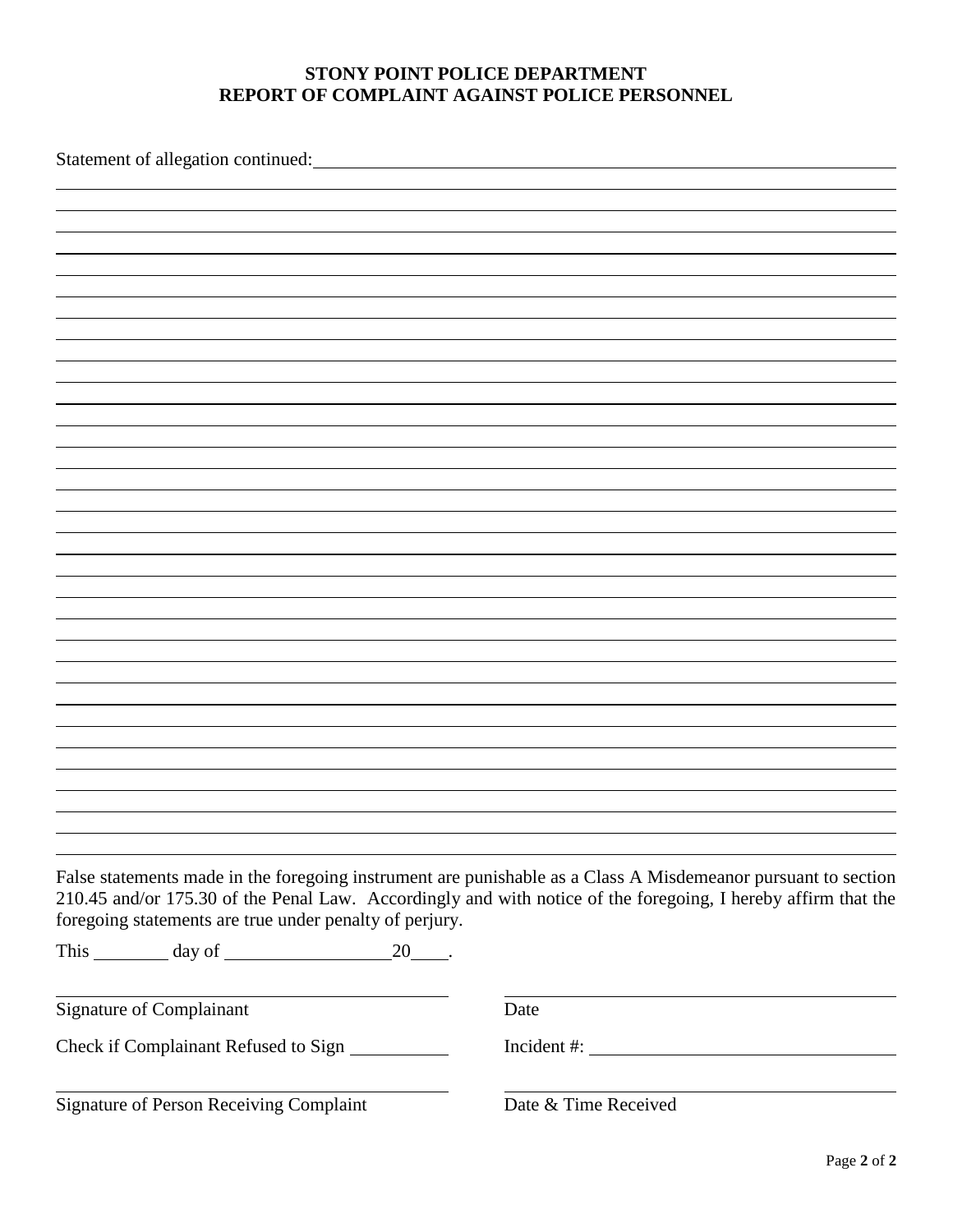**STONY POINT POLICE DEPARTMENT**
**REPORT OF COMPLAINT AGAINST POLICE PERSONNEL**

Statement of allegation continued: ______________________________________________

False statements made in the foregoing instrument are punishable as a Class A Misdemeanor pursuant to section 210.45 and/or 175.30 of the Penal Law. Accordingly and with notice of the foregoing, I hereby affirm that the foregoing statements are true under penalty of perjury.

This ________ day of __________________ 20____.

| | |
|---|---|
| ______________________________ | ______________________________ |
| Signature of Complainant | Date |
| Check if Complainant Refused to Sign __________ | Incident #: ______________________ |
| ______________________________ | ______________________________ |
| Signature of Person Receiving Complaint | Date & Time Received |